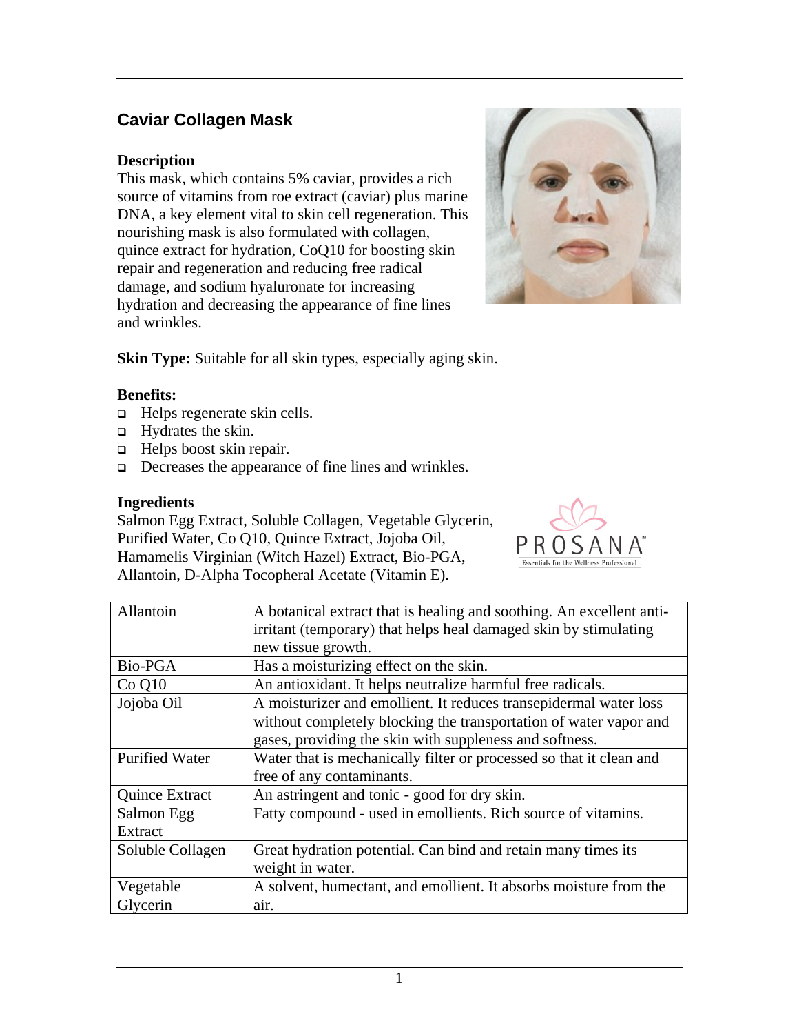## Caviar Collagen Mask

**Description**

This mask, which contains 5% caviar, provides a rich source of vitamins from roe extract (caviar) plus marine DNA, a key element vital to skin cell regeneration. This nourishing mask is also formulated with collagen, quince extract for hydration, CoQ10 for boosting skin repair and regeneration and reducing free radical damage, and sodium hyaluronate for increasing hydration and decreasing the appearance of fine lines and wrinkles.

**Skin Type:** Suitable for all skin types, especially aging skin.

**Benefits:**

- Helps regenerate skin cells.
- Hydrates the skin.
- Helps boost skin repair.
- Decreases the appearance of fine lines and wrinkles.

**Ingredients**

Salmon Egg Extract, Soluble Collagen, Vegetable Glycerin, Purified Water, Co Q10, Quince Extract, Jojoba Oil, Hamamelis Virginian (Witch Hazel) Extract, Bio-PGA, Allantoin, D-Alpha Tocopheral Acetate (Vitamin E).

PROSANA™ Essentials for the Wellness Professional

| Ingredient | Description |
|---|---|
| Allantoin | A botanical extract that is healing and soothing. An excellent anti-irritant (temporary) that helps heal damaged skin by stimulating new tissue growth. |
| Bio-PGA | Has a moisturizing effect on the skin. |
| Co Q10 | An antioxidant. It helps neutralize harmful free radicals. |
| Jojoba Oil | A moisturizer and emollient. It reduces transepidermal water loss without completely blocking the transportation of water vapor and gases, providing the skin with suppleness and softness. |
| Purified Water | Water that is mechanically filter or processed so that it clean and free of any contaminants. |
| Quince Extract | An astringent and tonic - good for dry skin. |
| Salmon Egg Extract | Fatty compound - used in emollients. Rich source of vitamins. |
| Soluble Collagen | Great hydration potential. Can bind and retain many times its weight in water. |
| Vegetable Glycerin | A solvent, humectant, and emollient. It absorbs moisture from the air. |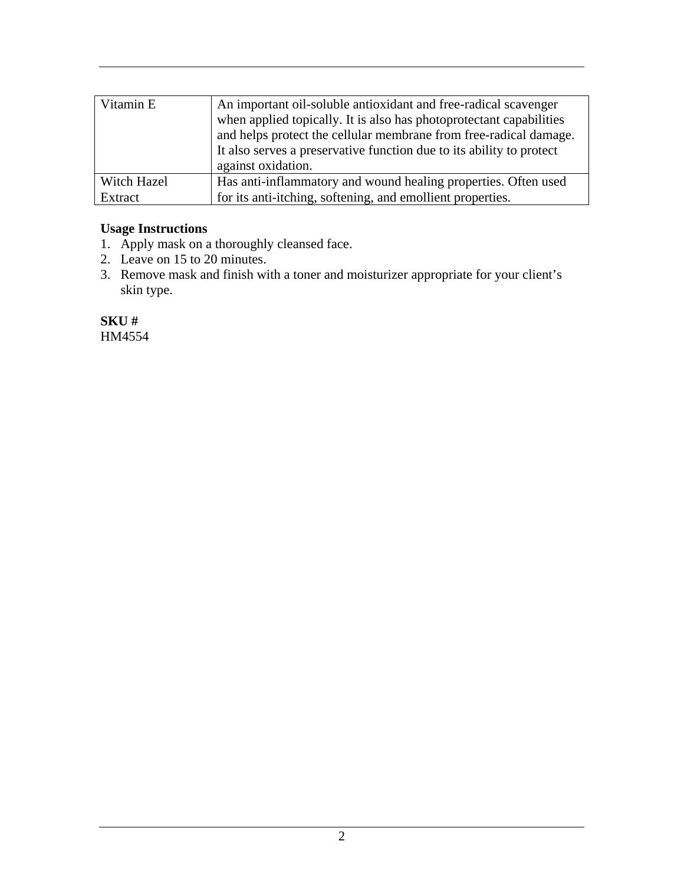| | |
|---|---|
| Vitamin E | An important oil-soluble antioxidant and free-radical scavenger when applied topically. It is also has photoprotectant capabilities and helps protect the cellular membrane from free-radical damage. It also serves a preservative function due to its ability to protect against oxidation. |
| Witch Hazel Extract | Has anti-inflammatory and wound healing properties. Often used for its anti-itching, softening, and emollient properties. |

**Usage Instructions**

1. Apply mask on a thoroughly cleansed face.
2. Leave on 15 to 20 minutes.
3. Remove mask and finish with a toner and moisturizer appropriate for your client's skin type.

**SKU #**
HM4554